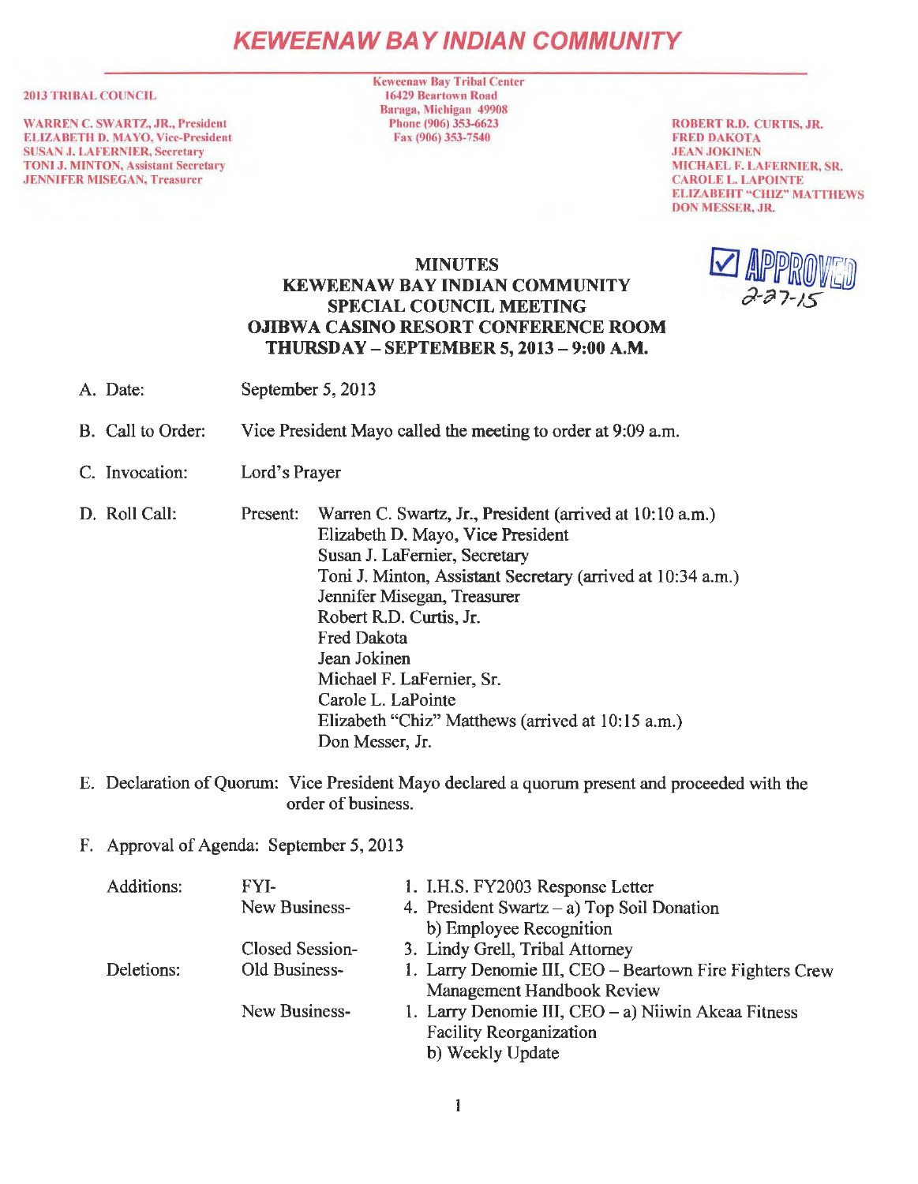# KEWEENAW BAY INDIAN COMMUNITY

**2013 TRIBAL COUNCIL**

WARREN C. SWARTZ, JR., President
ELIZABETH D. MAYO, Vice-President
SUSAN J. LAFERNIER, Secretary
TONI J. MINTON, Assistant Secretary
JENNIFER MISEGAN, Treasurer

Keweenaw Bay Tribal Center
16429 Beartown Road
Baraga, Michigan 49908
Phone (906) 353-6623
Fax (906) 353-7540

ROBERT R.D. CURTIS, JR.
FRED DAKOTA
JEAN JOKINEN
MICHAEL F. LAFERNIER, SR.
CAROLE L. LAPOINTE
ELIZABEHT "CHIZ" MATTHEWS
DON MESSER, JR.

☑ APPROVED 2-27-15

**MINUTES**
**KEWEENAW BAY INDIAN COMMUNITY**
**SPECIAL COUNCIL MEETING**
**OJIBWA CASINO RESORT CONFERENCE ROOM**
**THURSDAY – SEPTEMBER 5, 2013 – 9:00 A.M.**

A. Date: September 5, 2013

B. Call to Order: Vice President Mayo called the meeting to order at 9:09 a.m.

C. Invocation: Lord's Prayer

D. Roll Call: Present:
Warren C. Swartz, Jr., President (arrived at 10:10 a.m.)
Elizabeth D. Mayo, Vice President
Susan J. LaFernier, Secretary
Toni J. Minton, Assistant Secretary (arrived at 10:34 a.m.)
Jennifer Misegan, Treasurer
Robert R.D. Curtis, Jr.
Fred Dakota
Jean Jokinen
Michael F. LaFernier, Sr.
Carole L. LaPointe
Elizabeth "Chiz" Matthews (arrived at 10:15 a.m.)
Don Messer, Jr.

E. Declaration of Quorum: Vice President Mayo declared a quorum present and proceeded with the order of business.

F. Approval of Agenda: September 5, 2013

Additions:
- FYI- 1. I.H.S. FY2003 Response Letter
- New Business- 4. President Swartz – a) Top Soil Donation b) Employee Recognition
- Closed Session- 3. Lindy Grell, Tribal Attorney

Deletions:
- Old Business- 1. Larry Denomie III, CEO – Beartown Fire Fighters Crew Management Handbook Review
- New Business- 1. Larry Denomie III, CEO – a) Niiwin Akeaa Fitness Facility Reorganization b) Weekly Update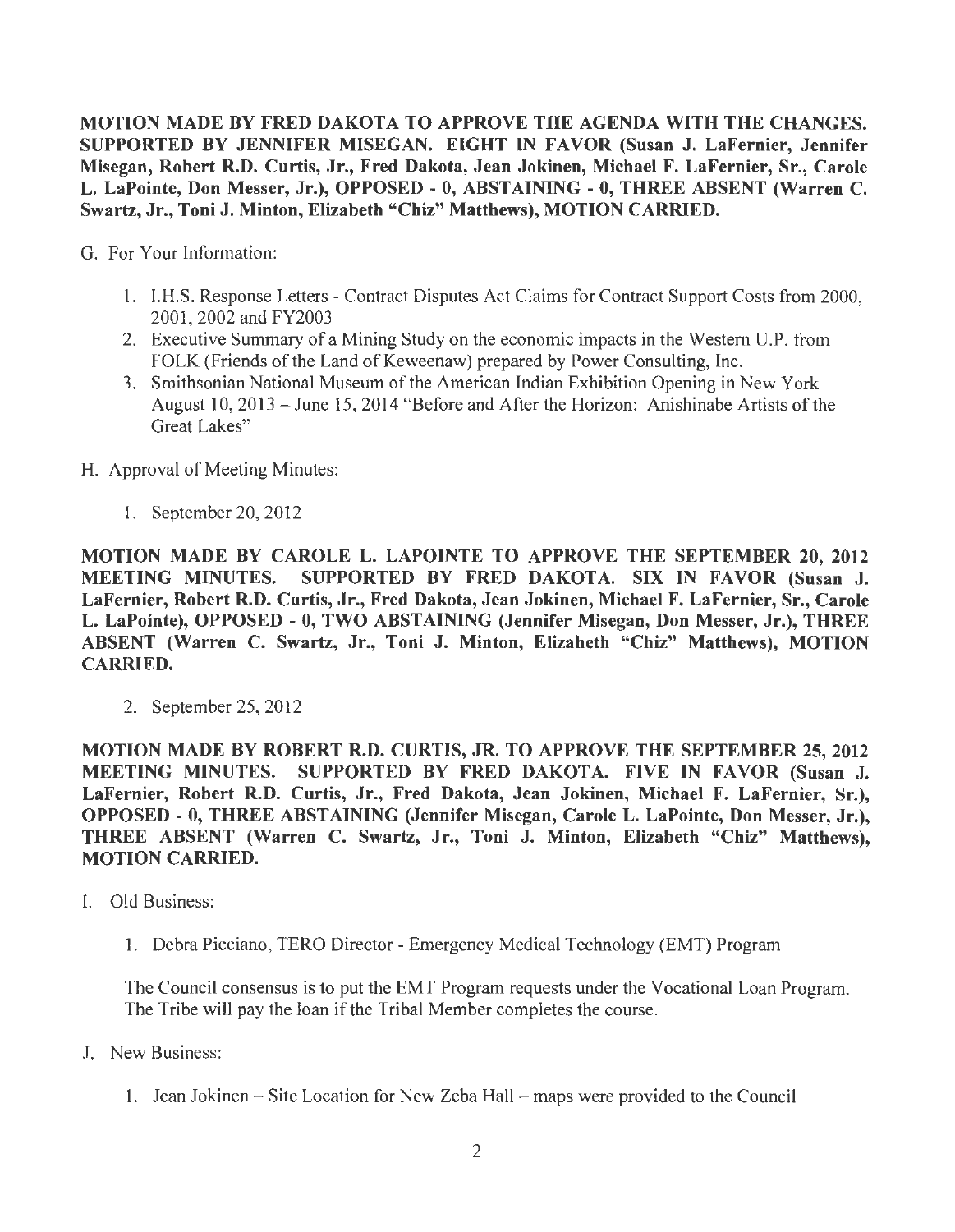**MOTION MADE BY FRED DAKOTA TO APPROVE THE AGENDA WITH THE CHANGES. SUPPORTED BY JENNIFER MISEGAN. EIGHT IN FAVOR (Susan J. LaFernier, Jennifer Misegan, Robert R.D. Curtis, Jr., Fred Dakota, Jean Jokinen, Michael F. LaFernier, Sr., Carole L. LaPointe, Don Messer, Jr.), OPPOSED - 0, ABSTAINING - 0, THREE ABSENT (Warren C. Swartz, Jr., Toni J. Minton, Elizabeth "Chiz" Matthews), MOTION CARRIED.**

G. For Your Information:

1. I.H.S. Response Letters - Contract Disputes Act Claims for Contract Support Costs from 2000, 2001, 2002 and FY2003
2. Executive Summary of a Mining Study on the economic impacts in the Western U.P. from FOLK (Friends of the Land of Keweenaw) prepared by Power Consulting, Inc.
3. Smithsonian National Museum of the American Indian Exhibition Opening in New York August 10, 2013 – June 15, 2014 "Before and After the Horizon: Anishinabe Artists of the Great Lakes"

H. Approval of Meeting Minutes:

1. September 20, 2012

**MOTION MADE BY CAROLE L. LAPOINTE TO APPROVE THE SEPTEMBER 20, 2012 MEETING MINUTES. SUPPORTED BY FRED DAKOTA. SIX IN FAVOR (Susan J. LaFernier, Robert R.D. Curtis, Jr., Fred Dakota, Jean Jokinen, Michael F. LaFernier, Sr., Carole L. LaPointe), OPPOSED - 0, TWO ABSTAINING (Jennifer Misegan, Don Messer, Jr.), THREE ABSENT (Warren C. Swartz, Jr., Toni J. Minton, Elizabeth "Chiz" Matthews), MOTION CARRIED.**

2. September 25, 2012

**MOTION MADE BY ROBERT R.D. CURTIS, JR. TO APPROVE THE SEPTEMBER 25, 2012 MEETING MINUTES. SUPPORTED BY FRED DAKOTA. FIVE IN FAVOR (Susan J. LaFernier, Robert R.D. Curtis, Jr., Fred Dakota, Jean Jokinen, Michael F. LaFernier, Sr.), OPPOSED - 0, THREE ABSTAINING (Jennifer Misegan, Carole L. LaPointe, Don Messer, Jr.), THREE ABSENT (Warren C. Swartz, Jr., Toni J. Minton, Elizabeth "Chiz" Matthews), MOTION CARRIED.**

I. Old Business:

1. Debra Picciano, TERO Director - Emergency Medical Technology (EMT) Program

The Council consensus is to put the EMT Program requests under the Vocational Loan Program. The Tribe will pay the loan if the Tribal Member completes the course.

J. New Business:

1. Jean Jokinen – Site Location for New Zeba Hall – maps were provided to the Council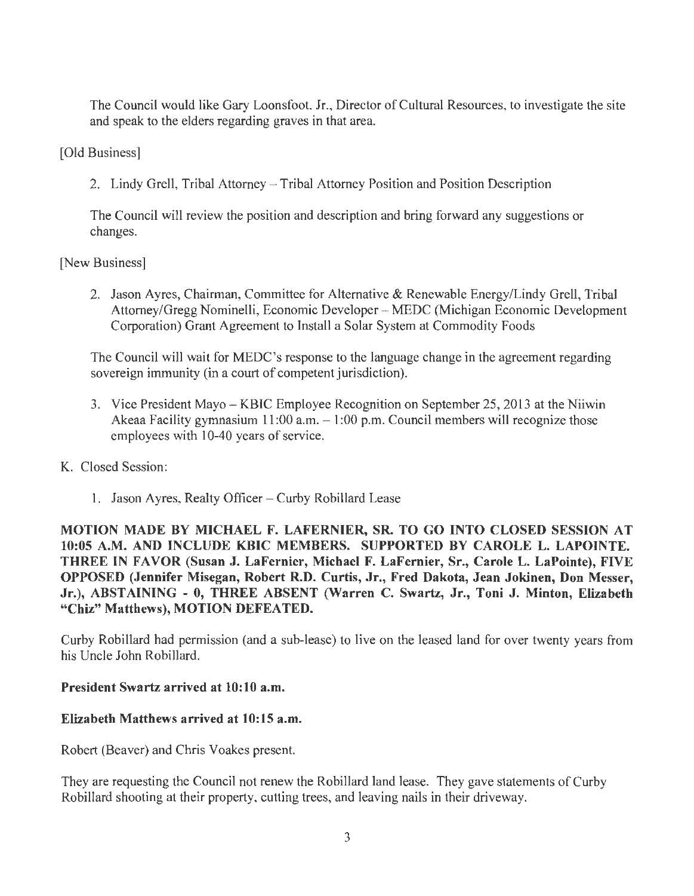The Council would like Gary Loonsfoot, Jr., Director of Cultural Resources, to investigate the site and speak to the elders regarding graves in that area.

[Old Business]

2. Lindy Grell, Tribal Attorney – Tribal Attorney Position and Position Description

The Council will review the position and description and bring forward any suggestions or changes.

[New Business]

2. Jason Ayres, Chairman, Committee for Alternative & Renewable Energy/Lindy Grell, Tribal Attorney/Gregg Nominelli, Economic Developer – MEDC (Michigan Economic Development Corporation) Grant Agreement to Install a Solar System at Commodity Foods

The Council will wait for MEDC's response to the language change in the agreement regarding sovereign immunity (in a court of competent jurisdiction).

3. Vice President Mayo – KBIC Employee Recognition on September 25, 2013 at the Niiwin Akeaa Facility gymnasium 11:00 a.m. – 1:00 p.m. Council members will recognize those employees with 10-40 years of service.

K. Closed Session:

1. Jason Ayres, Realty Officer – Curby Robillard Lease

**MOTION MADE BY MICHAEL F. LAFERNIER, SR. TO GO INTO CLOSED SESSION AT 10:05 A.M. AND INCLUDE KBIC MEMBERS. SUPPORTED BY CAROLE L. LAPOINTE. THREE IN FAVOR (Susan J. LaFernier, Michael F. LaFernier, Sr., Carole L. LaPointe), FIVE OPPOSED (Jennifer Misegan, Robert R.D. Curtis, Jr., Fred Dakota, Jean Jokinen, Don Messer, Jr.), ABSTAINING - 0, THREE ABSENT (Warren C. Swartz, Jr., Toni J. Minton, Elizabeth "Chiz" Matthews), MOTION DEFEATED.**

Curby Robillard had permission (and a sub-lease) to live on the leased land for over twenty years from his Uncle John Robillard.

**President Swartz arrived at 10:10 a.m.**

**Elizabeth Matthews arrived at 10:15 a.m.**

Robert (Beaver) and Chris Voakes present.

They are requesting the Council not renew the Robillard land lease. They gave statements of Curby Robillard shooting at their property, cutting trees, and leaving nails in their driveway.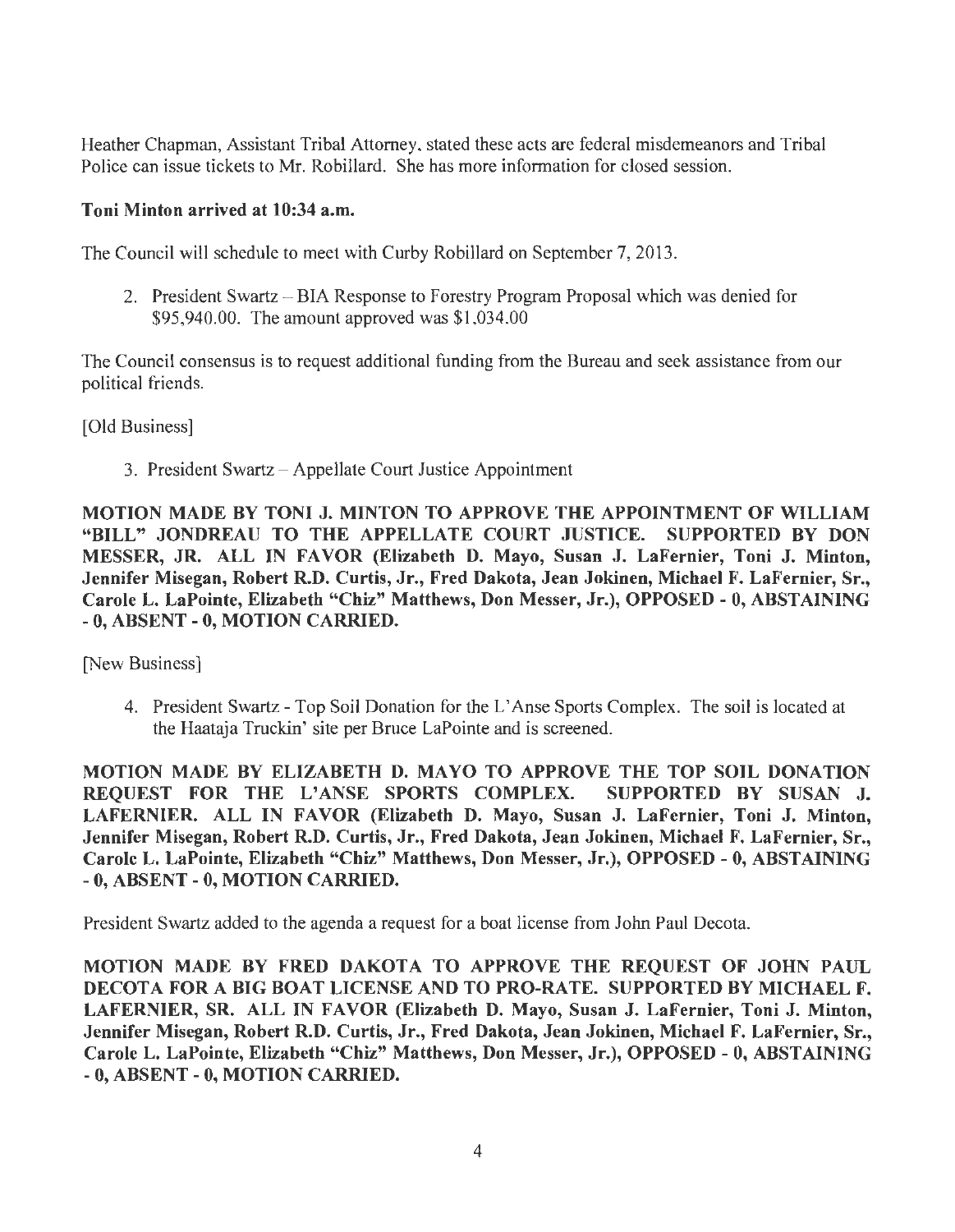Heather Chapman, Assistant Tribal Attorney, stated these acts are federal misdemeanors and Tribal Police can issue tickets to Mr. Robillard. She has more information for closed session.

**Toni Minton arrived at 10:34 a.m.**

The Council will schedule to meet with Curby Robillard on September 7, 2013.

2. President Swartz – BIA Response to Forestry Program Proposal which was denied for $95,940.00. The amount approved was $1,034.00

The Council consensus is to request additional funding from the Bureau and seek assistance from our political friends.

[Old Business]

3. President Swartz – Appellate Court Justice Appointment

**MOTION MADE BY TONI J. MINTON TO APPROVE THE APPOINTMENT OF WILLIAM "BILL" JONDREAU TO THE APPELLATE COURT JUSTICE. SUPPORTED BY DON MESSER, JR. ALL IN FAVOR (Elizabeth D. Mayo, Susan J. LaFernier, Toni J. Minton, Jennifer Misegan, Robert R.D. Curtis, Jr., Fred Dakota, Jean Jokinen, Michael F. LaFernier, Sr., Carole L. LaPointe, Elizabeth "Chiz" Matthews, Don Messer, Jr.), OPPOSED - 0, ABSTAINING - 0, ABSENT - 0, MOTION CARRIED.**

[New Business]

4. President Swartz - Top Soil Donation for the L'Anse Sports Complex. The soil is located at the Haataja Truckin' site per Bruce LaPointe and is screened.

**MOTION MADE BY ELIZABETH D. MAYO TO APPROVE THE TOP SOIL DONATION REQUEST FOR THE L'ANSE SPORTS COMPLEX. SUPPORTED BY SUSAN J. LAFERNIER. ALL IN FAVOR (Elizabeth D. Mayo, Susan J. LaFernier, Toni J. Minton, Jennifer Misegan, Robert R.D. Curtis, Jr., Fred Dakota, Jean Jokinen, Michael F. LaFernier, Sr., Carole L. LaPointe, Elizabeth "Chiz" Matthews, Don Messer, Jr.), OPPOSED - 0, ABSTAINING - 0, ABSENT - 0, MOTION CARRIED.**

President Swartz added to the agenda a request for a boat license from John Paul Decota.

**MOTION MADE BY FRED DAKOTA TO APPROVE THE REQUEST OF JOHN PAUL DECOTA FOR A BIG BOAT LICENSE AND TO PRO-RATE. SUPPORTED BY MICHAEL F. LAFERNIER, SR. ALL IN FAVOR (Elizabeth D. Mayo, Susan J. LaFernier, Toni J. Minton, Jennifer Misegan, Robert R.D. Curtis, Jr., Fred Dakota, Jean Jokinen, Michael F. LaFernier, Sr., Carole L. LaPointe, Elizabeth "Chiz" Matthews, Don Messer, Jr.), OPPOSED - 0, ABSTAINING - 0, ABSENT - 0, MOTION CARRIED.**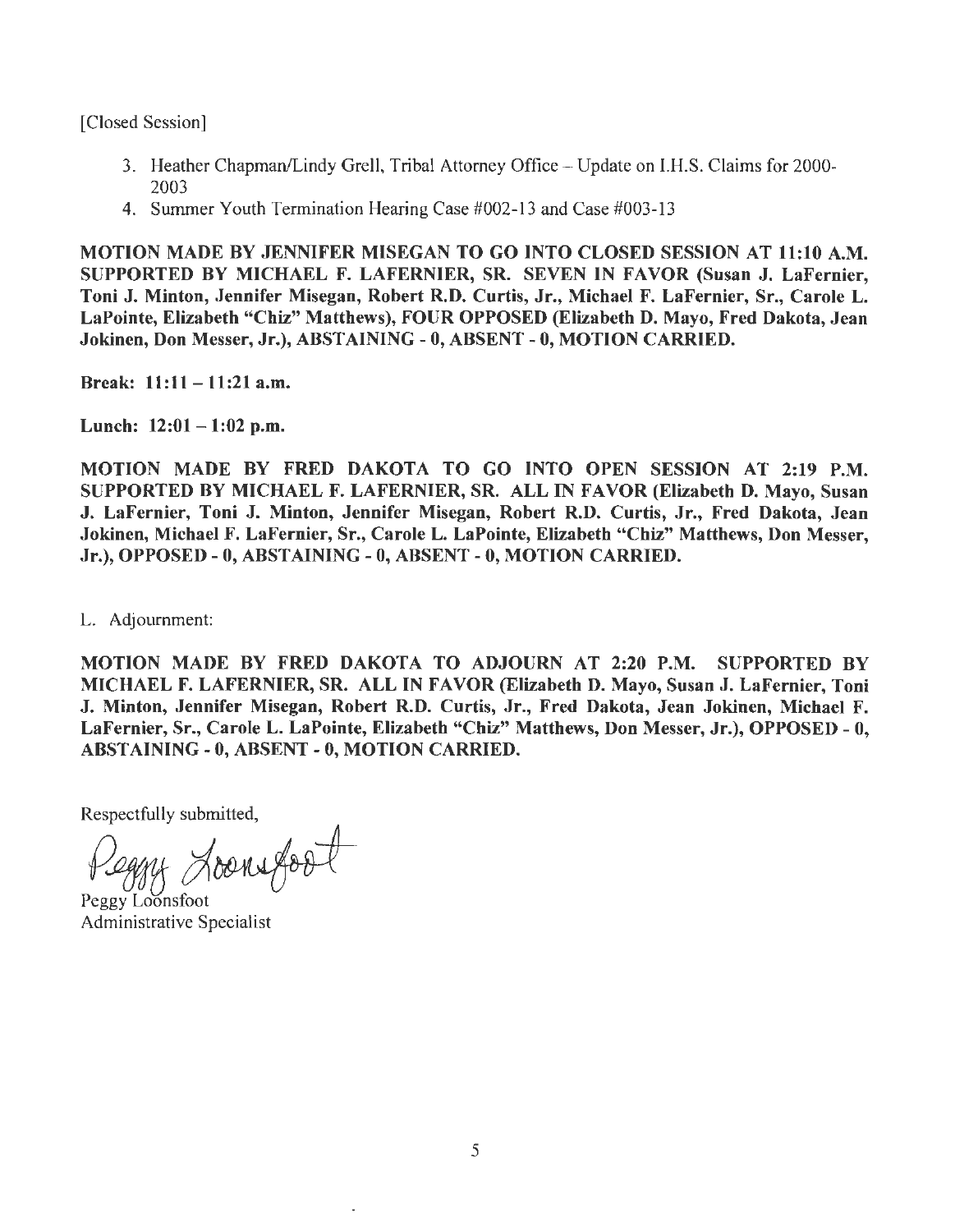[Closed Session]

3. Heather Chapman/Lindy Grell, Tribal Attorney Office – Update on I.H.S. Claims for 2000-2003
4. Summer Youth Termination Hearing Case #002-13 and Case #003-13

**MOTION MADE BY JENNIFER MISEGAN TO GO INTO CLOSED SESSION AT 11:10 A.M. SUPPORTED BY MICHAEL F. LAFERNIER, SR. SEVEN IN FAVOR (Susan J. LaFernier, Toni J. Minton, Jennifer Misegan, Robert R.D. Curtis, Jr., Michael F. LaFernier, Sr., Carole L. LaPointe, Elizabeth "Chiz" Matthews), FOUR OPPOSED (Elizabeth D. Mayo, Fred Dakota, Jean Jokinen, Don Messer, Jr.), ABSTAINING - 0, ABSENT - 0, MOTION CARRIED.**

**Break: 11:11 – 11:21 a.m.**

**Lunch: 12:01 – 1:02 p.m.**

**MOTION MADE BY FRED DAKOTA TO GO INTO OPEN SESSION AT 2:19 P.M. SUPPORTED BY MICHAEL F. LAFERNIER, SR. ALL IN FAVOR (Elizabeth D. Mayo, Susan J. LaFernier, Toni J. Minton, Jennifer Misegan, Robert R.D. Curtis, Jr., Fred Dakota, Jean Jokinen, Michael F. LaFernier, Sr., Carole L. LaPointe, Elizabeth "Chiz" Matthews, Don Messer, Jr.), OPPOSED - 0, ABSTAINING - 0, ABSENT - 0, MOTION CARRIED.**

L. Adjournment:

**MOTION MADE BY FRED DAKOTA TO ADJOURN AT 2:20 P.M. SUPPORTED BY MICHAEL F. LAFERNIER, SR. ALL IN FAVOR (Elizabeth D. Mayo, Susan J. LaFernier, Toni J. Minton, Jennifer Misegan, Robert R.D. Curtis, Jr., Fred Dakota, Jean Jokinen, Michael F. LaFernier, Sr., Carole L. LaPointe, Elizabeth "Chiz" Matthews, Don Messer, Jr.), OPPOSED - 0, ABSTAINING - 0, ABSENT - 0, MOTION CARRIED.**

Respectfully submitted,

Peggy Loonsfoot

Peggy Loonsfoot
Administrative Specialist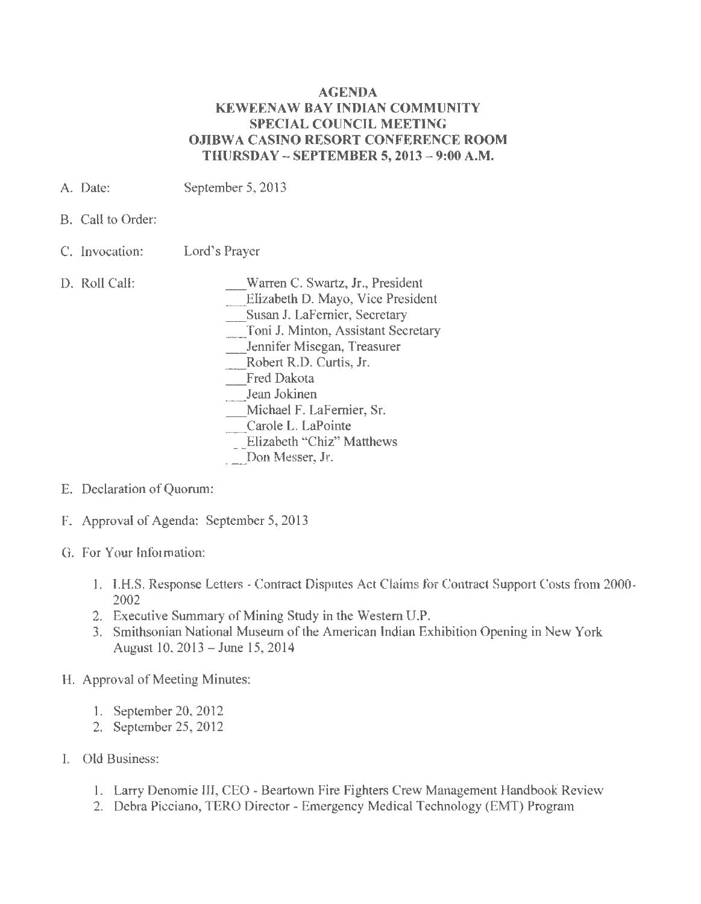# AGENDA
## KEWEENAW BAY INDIAN COMMUNITY
## SPECIAL COUNCIL MEETING
## OJIBWA CASINO RESORT CONFERENCE ROOM
## THURSDAY – SEPTEMBER 5, 2013 – 9:00 A.M.

A. Date: September 5, 2013

B. Call to Order:

C. Invocation: Lord's Prayer

D. Roll Call:

___Warren C. Swartz, Jr., President
___Elizabeth D. Mayo, Vice President
___Susan J. LaFernier, Secretary
___Toni J. Minton, Assistant Secretary
___Jennifer Misegan, Treasurer
___Robert R.D. Curtis, Jr.
___Fred Dakota
___Jean Jokinen
___Michael F. LaFernier, Sr.
___Carole L. LaPointe
___Elizabeth "Chiz" Matthews
___Don Messer, Jr.

E. Declaration of Quorum:

F. Approval of Agenda: September 5, 2013

G. For Your Information:

1. I.H.S. Response Letters - Contract Disputes Act Claims for Contract Support Costs from 2000-2002
2. Executive Summary of Mining Study in the Western U.P.
3. Smithsonian National Museum of the American Indian Exhibition Opening in New York August 10, 2013 – June 15, 2014

H. Approval of Meeting Minutes:

1. September 20, 2012
2. September 25, 2012

I. Old Business:

1. Larry Denomie III, CEO - Beartown Fire Fighters Crew Management Handbook Review
2. Debra Picciano, TERO Director - Emergency Medical Technology (EMT) Program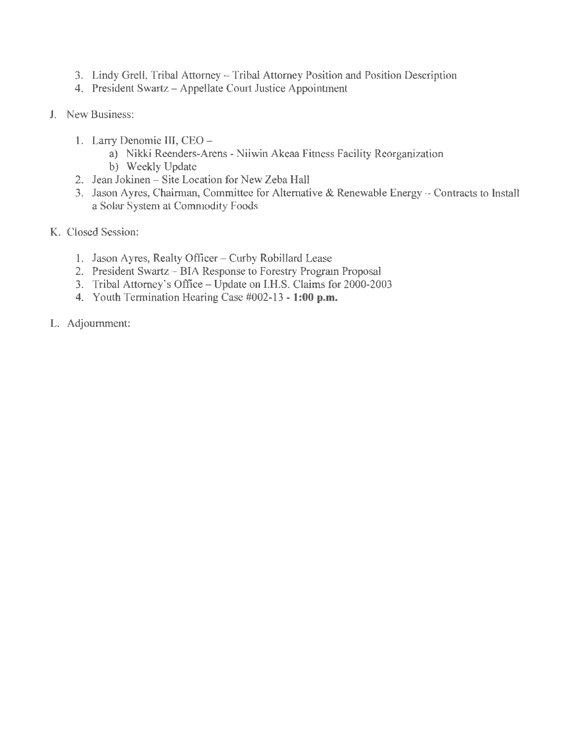3. Lindy Grell, Tribal Attorney – Tribal Attorney Position and Position Description
4. President Swartz – Appellate Court Justice Appointment

J. New Business:

1. Larry Denomie III, CEO –
   a) Nikki Reenders-Arens - Niiwin Akeaa Fitness Facility Reorganization
   b) Weekly Update
2. Jean Jokinen – Site Location for New Zeba Hall
3. Jason Ayres, Chairman, Committee for Alternative & Renewable Energy -- Contracts to Install a Solar System at Commodity Foods

K. Closed Session:

1. Jason Ayres, Realty Officer – Curby Robillard Lease
2. President Swartz – BIA Response to Forestry Program Proposal
3. Tribal Attorney's Office – Update on I.H.S. Claims for 2000-2003
4. Youth Termination Hearing Case #002-13 - **1:00 p.m.**

L. Adjournment: